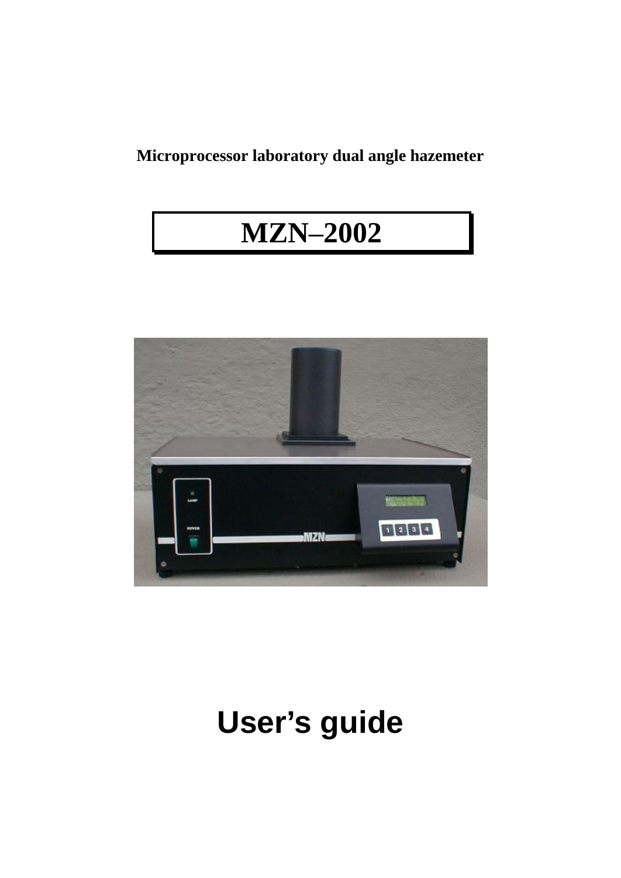**Microprocessor laboratory dual angle hazemeter**

# MZN–2002

# User's guide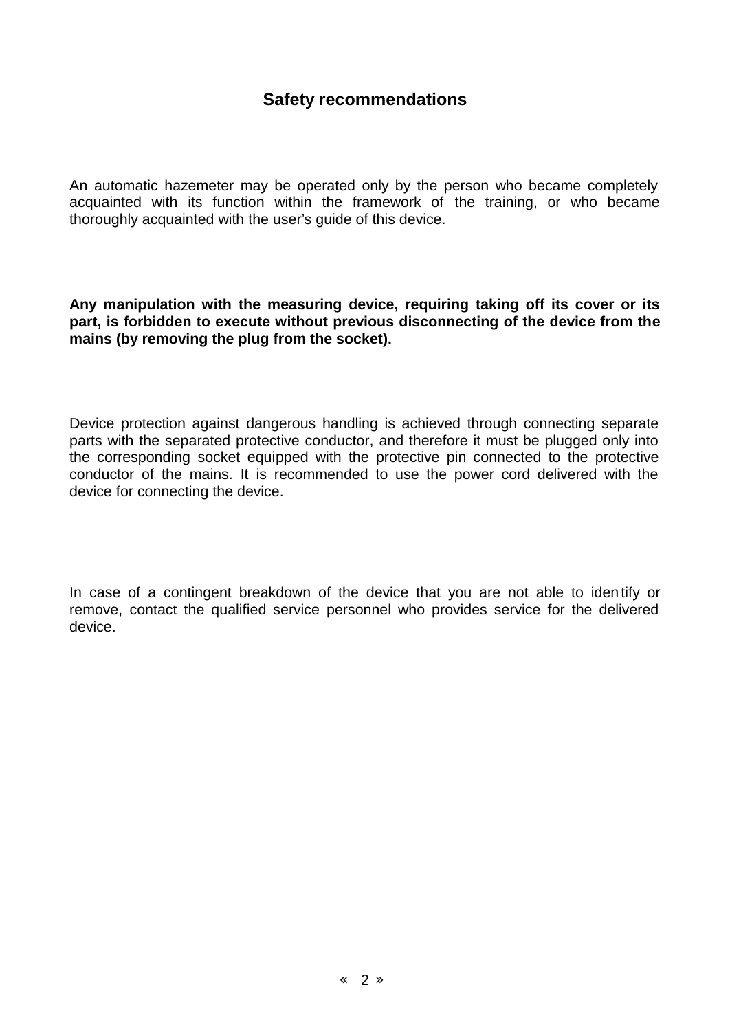## Safety recommendations

An automatic hazemeter may be operated only by the person who became completely acquainted with its function within the framework of the training, or who became thoroughly acquainted with the user's guide of this device.

**Any manipulation with the measuring device, requiring taking off its cover or its part, is forbidden to execute without previous disconnecting of the device from the mains (by removing the plug from the socket).**

Device protection against dangerous handling is achieved through connecting separate parts with the separated protective conductor, and therefore it must be plugged only into the corresponding socket equipped with the protective pin connected to the protective conductor of the mains. It is recommended to use the power cord delivered with the device for connecting the device.

In case of a contingent breakdown of the device that you are not able to identify or remove, contact the qualified service personnel who provides service for the delivered device.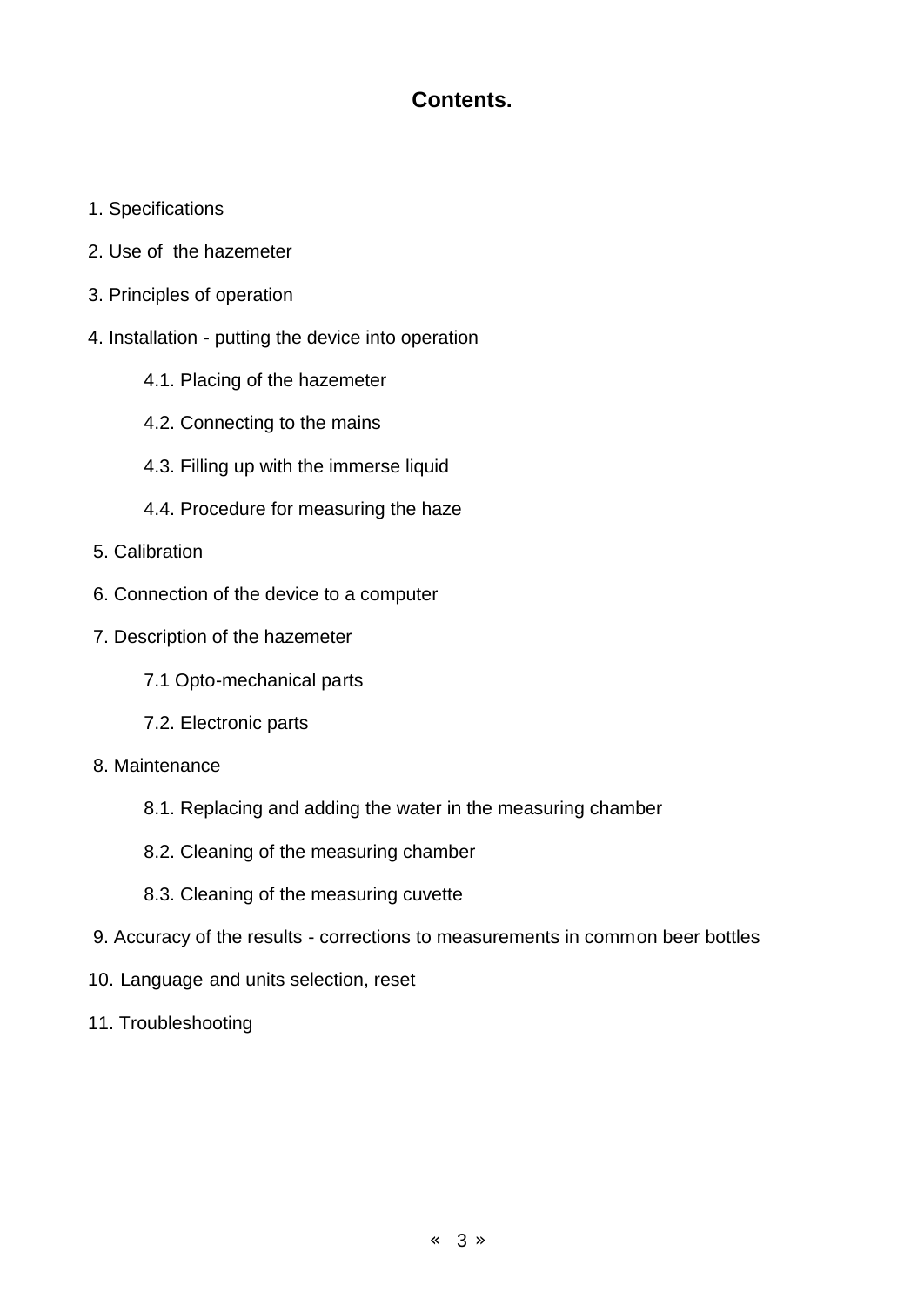# Contents.

1. Specifications
2. Use of the hazemeter
3. Principles of operation
4. Installation - putting the device into operation
    - 4.1. Placing of the hazemeter
    - 4.2. Connecting to the mains
    - 4.3. Filling up with the immerse liquid
    - 4.4. Procedure for measuring the haze
5. Calibration
6. Connection of the device to a computer
7. Description of the hazemeter
    - 7.1 Opto-mechanical parts
    - 7.2. Electronic parts
8. Maintenance
    - 8.1. Replacing and adding the water in the measuring chamber
    - 8.2. Cleaning of the measuring chamber
    - 8.3. Cleaning of the measuring cuvette
9. Accuracy of the results - corrections to measurements in common beer bottles
10. Language and units selection, reset
11. Troubleshooting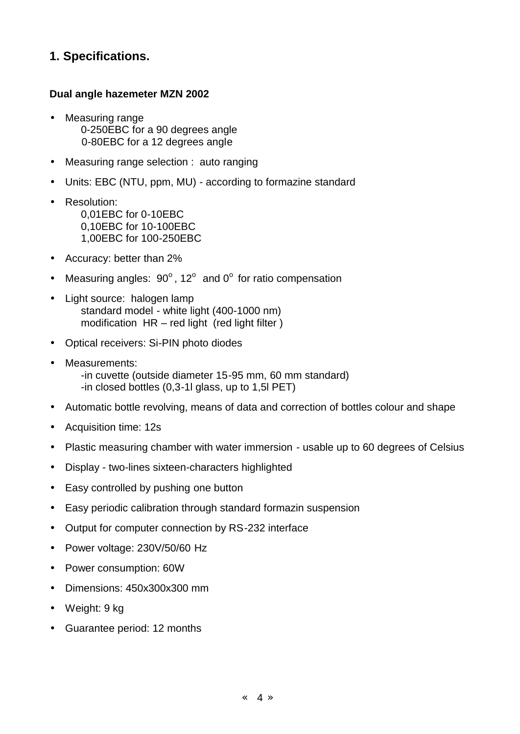## 1. Specifications.

**Dual angle hazemeter MZN 2002**

- Measuring range
  0-250EBC for a 90 degrees angle
  0-80EBC for a 12 degrees angle
- Measuring range selection : auto ranging
- Units: EBC (NTU, ppm, MU) - according to formazine standard
- Resolution:
  0,01EBC for 0-10EBC
  0,10EBC for 10-100EBC
  1,00EBC for 100-250EBC
- Accuracy: better than 2%
- Measuring angles: $90^{o}$, $12^{o}$ and $0^{o}$ for ratio compensation
- Light source: halogen lamp
  standard model - white light (400-1000 nm)
  modification HR – red light (red light filter )
- Optical receivers: Si-PIN photo diodes
- Measurements:
  -in cuvette (outside diameter 15-95 mm, 60 mm standard)
  -in closed bottles (0,3-1l glass, up to 1,5l PET)
- Automatic bottle revolving, means of data and correction of bottles colour and shape
- Acquisition time: 12s
- Plastic measuring chamber with water immersion - usable up to 60 degrees of Celsius
- Display - two-lines sixteen-characters highlighted
- Easy controlled by pushing one button
- Easy periodic calibration through standard formazin suspension
- Output for computer connection by RS-232 interface
- Power voltage: 230V/50/60 Hz
- Power consumption: 60W
- Dimensions: 450x300x300 mm
- Weight: 9 kg
- Guarantee period: 12 months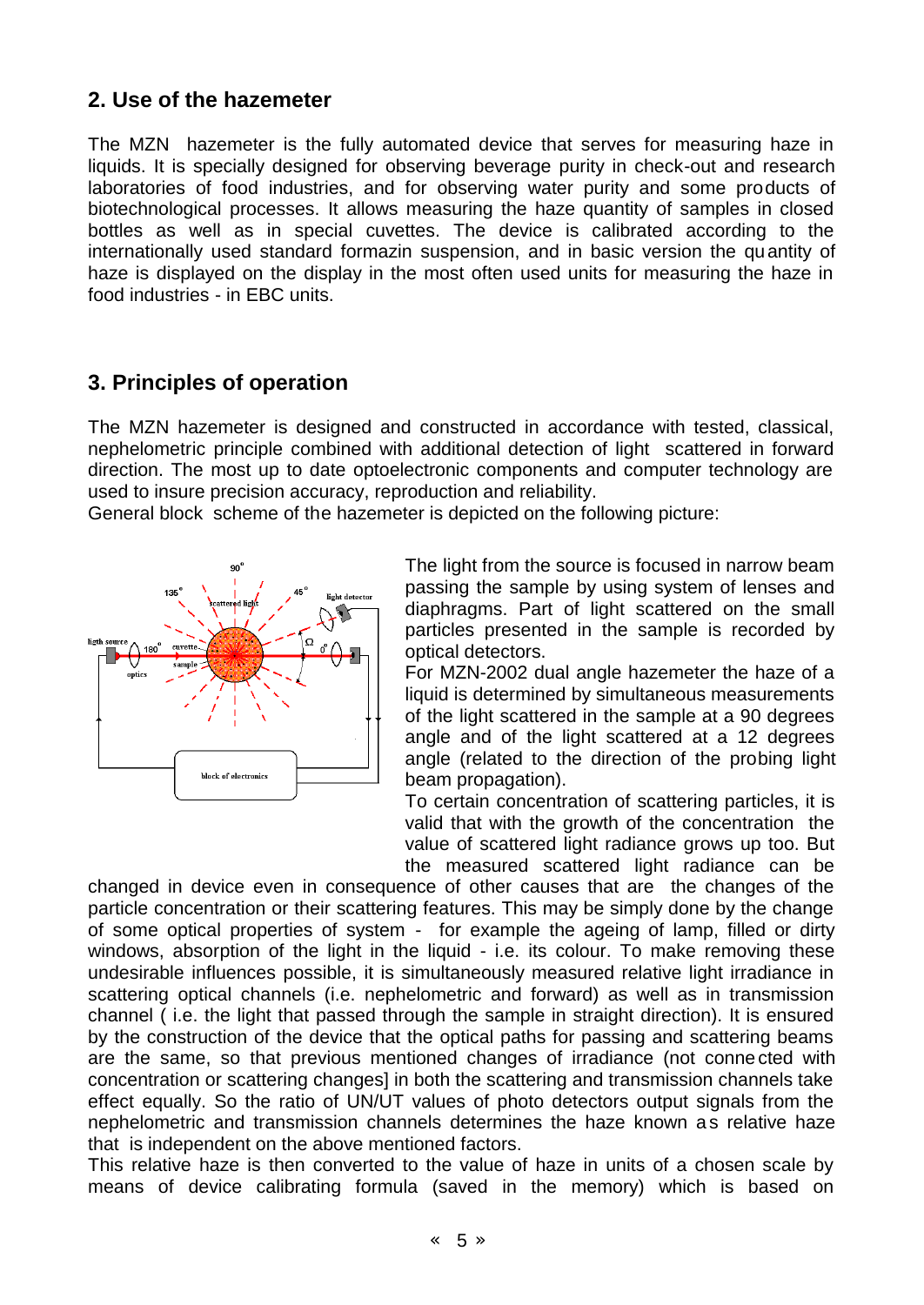## 2. Use of the hazemeter

The MZN hazemeter is the fully automated device that serves for measuring haze in liquids. It is specially designed for observing beverage purity in check-out and research laboratories of food industries, and for observing water purity and some products of biotechnological processes. It allows measuring the haze quantity of samples in closed bottles as well as in special cuvettes. The device is calibrated according to the internationally used standard formazin suspension, and in basic version the quantity of haze is displayed on the display in the most often used units for measuring the haze in food industries - in EBC units.

## 3. Principles of operation

The MZN hazemeter is designed and constructed in accordance with tested, classical, nephelometric principle combined with additional detection of light scattered in forward direction. The most up to date optoelectronic components and computer technology are used to insure precision accuracy, reproduction and reliability.

General block scheme of the hazemeter is depicted on the following picture:

The light from the source is focused in narrow beam passing the sample by using system of lenses and diaphragms. Part of light scattered on the small particles presented in the sample is recorded by optical detectors.

For MZN-2002 dual angle hazemeter the haze of a liquid is determined by simultaneous measurements of the light scattered in the sample at a 90 degrees angle and of the light scattered at a 12 degrees angle (related to the direction of the probing light beam propagation).

To certain concentration of scattering particles, it is valid that with the growth of the concentration the value of scattered light radiance grows up too. But the measured scattered light radiance can be changed in device even in consequence of other causes that are the changes of the particle concentration or their scattering features. This may be simply done by the change of some optical properties of system - for example the ageing of lamp, filled or dirty windows, absorption of the light in the liquid - i.e. its colour. To make removing these undesirable influences possible, it is simultaneously measured relative light irradiance in scattering optical channels (i.e. nephelometric and forward) as well as in transmission channel ( i.e. the light that passed through the sample in straight direction). It is ensured by the construction of the device that the optical paths for passing and scattering beams are the same, so that previous mentioned changes of irradiance (not connected with concentration or scattering changes] in both the scattering and transmission channels take effect equally. So the ratio of UN/UT values of photo detectors output signals from the nephelometric and transmission channels determines the haze known as relative haze that is independent on the above mentioned factors.

This relative haze is then converted to the value of haze in units of a chosen scale by means of device calibrating formula (saved in the memory) which is based on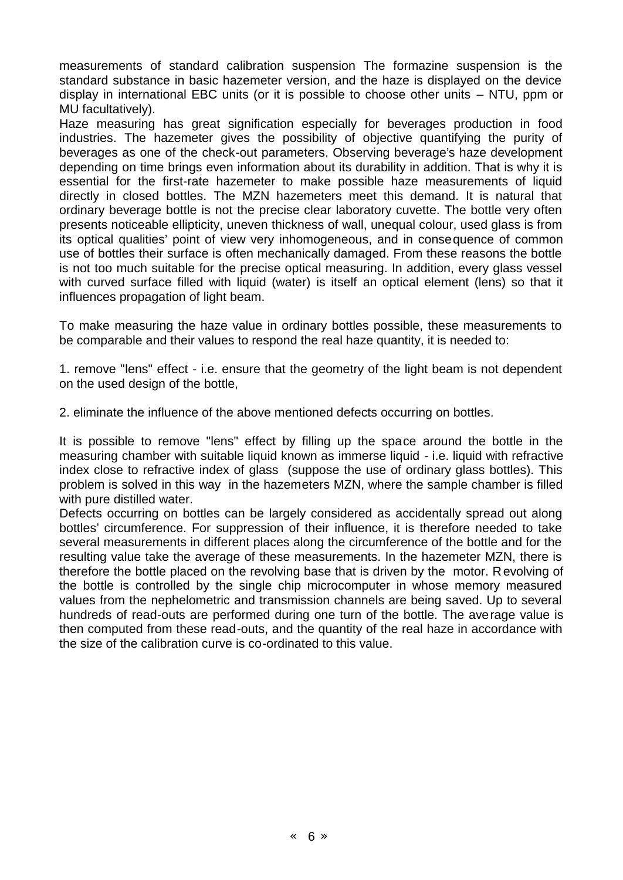measurements of standard calibration suspension The formazine suspension is the standard substance in basic hazemeter version, and the haze is displayed on the device display in international EBC units (or it is possible to choose other units – NTU, ppm or MU facultatively).
Haze measuring has great signification especially for beverages production in food industries. The hazemeter gives the possibility of objective quantifying the purity of beverages as one of the check-out parameters. Observing beverage's haze development depending on time brings even information about its durability in addition. That is why it is essential for the first-rate hazemeter to make possible haze measurements of liquid directly in closed bottles. The MZN hazemeters meet this demand. It is natural that ordinary beverage bottle is not the precise clear laboratory cuvette. The bottle very often presents noticeable ellipticity, uneven thickness of wall, unequal colour, used glass is from its optical qualities' point of view very inhomogeneous, and in consequence of common use of bottles their surface is often mechanically damaged. From these reasons the bottle is not too much suitable for the precise optical measuring. In addition, every glass vessel with curved surface filled with liquid (water) is itself an optical element (lens) so that it influences propagation of light beam.

To make measuring the haze value in ordinary bottles possible, these measurements to be comparable and their values to respond the real haze quantity, it is needed to:

1. remove "lens" effect - i.e. ensure that the geometry of the light beam is not dependent on the used design of the bottle,

2. eliminate the influence of the above mentioned defects occurring on bottles.

It is possible to remove "lens" effect by filling up the space around the bottle in the measuring chamber with suitable liquid known as immerse liquid - i.e. liquid with refractive index close to refractive index of glass (suppose the use of ordinary glass bottles). This problem is solved in this way in the hazemeters MZN, where the sample chamber is filled with pure distilled water.
Defects occurring on bottles can be largely considered as accidentally spread out along bottles' circumference. For suppression of their influence, it is therefore needed to take several measurements in different places along the circumference of the bottle and for the resulting value take the average of these measurements. In the hazemeter MZN, there is therefore the bottle placed on the revolving base that is driven by the motor. Revolving of the bottle is controlled by the single chip microcomputer in whose memory measured values from the nephelometric and transmission channels are being saved. Up to several hundreds of read-outs are performed during one turn of the bottle. The average value is then computed from these read-outs, and the quantity of the real haze in accordance with the size of the calibration curve is co-ordinated to this value.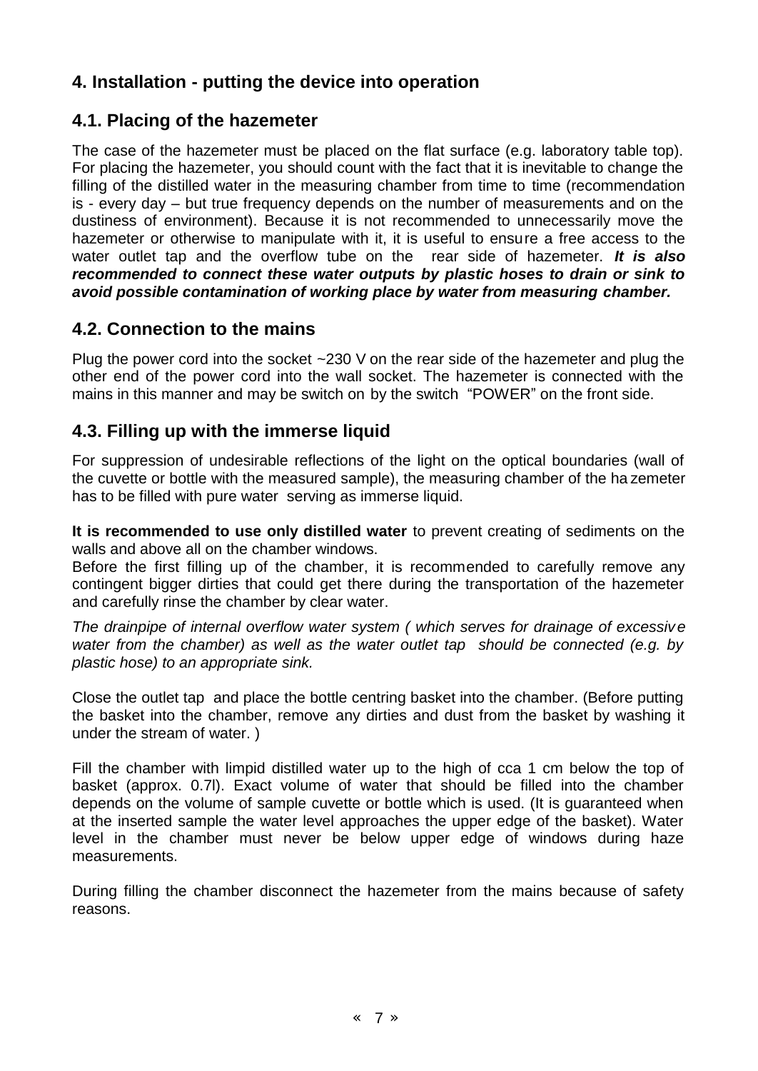## 4. Installation - putting the device into operation

### 4.1. Placing of the hazemeter

The case of the hazemeter must be placed on the flat surface (e.g. laboratory table top). For placing the hazemeter, you should count with the fact that it is inevitable to change the filling of the distilled water in the measuring chamber from time to time (recommendation is - every day – but true frequency depends on the number of measurements and on the dustiness of environment). Because it is not recommended to unnecessarily move the hazemeter or otherwise to manipulate with it, it is useful to ensure a free access to the water outlet tap and the overflow tube on the rear side of hazemeter. ***It is also recommended to connect these water outputs by plastic hoses to drain or sink to avoid possible contamination of working place by water from measuring chamber.***

### 4.2. Connection to the mains

Plug the power cord into the socket ~230 V on the rear side of the hazemeter and plug the other end of the power cord into the wall socket. The hazemeter is connected with the mains in this manner and may be switch on by the switch "POWER" on the front side.

### 4.3. Filling up with the immerse liquid

For suppression of undesirable reflections of the light on the optical boundaries (wall of the cuvette or bottle with the measured sample), the measuring chamber of the hazemeter has to be filled with pure water serving as immerse liquid.

**It is recommended to use only distilled water** to prevent creating of sediments on the walls and above all on the chamber windows.
Before the first filling up of the chamber, it is recommended to carefully remove any contingent bigger dirties that could get there during the transportation of the hazemeter and carefully rinse the chamber by clear water.

*The drainpipe of internal overflow water system ( which serves for drainage of excessive water from the chamber) as well as the water outlet tap should be connected (e.g. by plastic hose) to an appropriate sink.*

Close the outlet tap and place the bottle centring basket into the chamber. (Before putting the basket into the chamber, remove any dirties and dust from the basket by washing it under the stream of water. )

Fill the chamber with limpid distilled water up to the high of cca 1 cm below the top of basket (approx. 0.7l). Exact volume of water that should be filled into the chamber depends on the volume of sample cuvette or bottle which is used. (It is guaranteed when at the inserted sample the water level approaches the upper edge of the basket). Water level in the chamber must never be below upper edge of windows during haze measurements.

During filling the chamber disconnect the hazemeter from the mains because of safety reasons.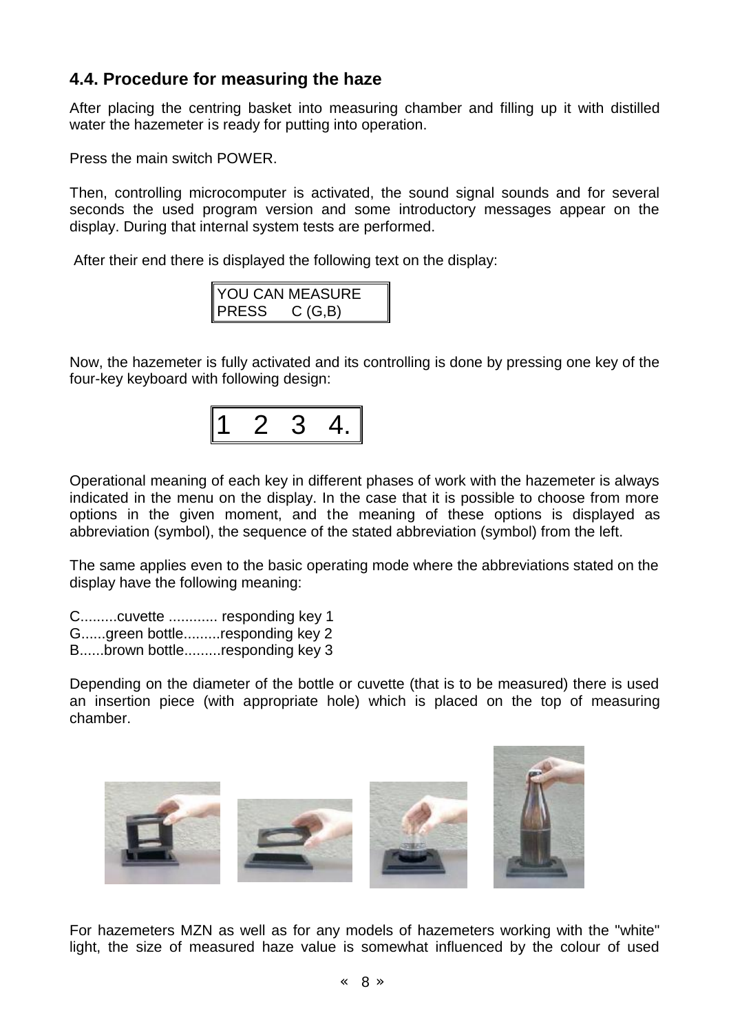## 4.4. Procedure for measuring the haze

After placing the centring basket into measuring chamber and filling up it with distilled water the hazemeter is ready for putting into operation.

Press the main switch POWER.

Then, controlling microcomputer is activated, the sound signal sounds and for several seconds the used program version and some introductory messages appear on the display. During that internal system tests are performed.

After their end there is displayed the following text on the display:

```
YOU CAN MEASURE
PRESS    C (G,B)
```

Now, the hazemeter is fully activated and its controlling is done by pressing one key of the four-key keyboard with following design:

```
1  2  3  4.
```

Operational meaning of each key in different phases of work with the hazemeter is always indicated in the menu on the display. In the case that it is possible to choose from more options in the given moment, and the meaning of these options is displayed as abbreviation (symbol), the sequence of the stated abbreviation (symbol) from the left.

The same applies even to the basic operating mode where the abbreviations stated on the display have the following meaning:

C.........cuvette ............ responding key 1  
G......green bottle.........responding key 2  
B......brown bottle.........responding key 3

Depending on the diameter of the bottle or cuvette (that is to be measured) there is used an insertion piece (with appropriate hole) which is placed on the top of measuring chamber.

For hazemeters MZN as well as for any models of hazemeters working with the "white" light, the size of measured haze value is somewhat influenced by the colour of used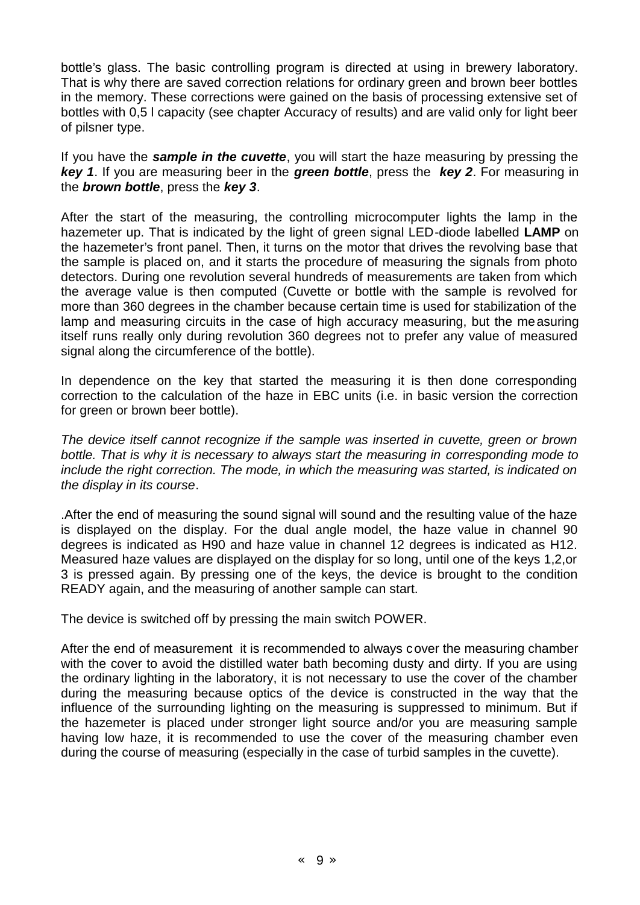bottle's glass. The basic controlling program is directed at using in brewery laboratory. That is why there are saved correction relations for ordinary green and brown beer bottles in the memory. These corrections were gained on the basis of processing extensive set of bottles with 0,5 l capacity (see chapter Accuracy of results) and are valid only for light beer of pilsner type.

If you have the ***sample in the cuvette***, you will start the haze measuring by pressing the ***key 1***. If you are measuring beer in the ***green bottle***, press the ***key 2***. For measuring in the ***brown bottle***, press the ***key 3***.

After the start of the measuring, the controlling microcomputer lights the lamp in the hazemeter up. That is indicated by the light of green signal LED-diode labelled **LAMP** on the hazemeter's front panel. Then, it turns on the motor that drives the revolving base that the sample is placed on, and it starts the procedure of measuring the signals from photo detectors. During one revolution several hundreds of measurements are taken from which the average value is then computed (Cuvette or bottle with the sample is revolved for more than 360 degrees in the chamber because certain time is used for stabilization of the lamp and measuring circuits in the case of high accuracy measuring, but the measuring itself runs really only during revolution 360 degrees not to prefer any value of measured signal along the circumference of the bottle).

In dependence on the key that started the measuring it is then done corresponding correction to the calculation of the haze in EBC units (i.e. in basic version the correction for green or brown beer bottle).

*The device itself cannot recognize if the sample was inserted in cuvette, green or brown bottle. That is why it is necessary to always start the measuring in corresponding mode to include the right correction. The mode, in which the measuring was started, is indicated on the display in its course*.

.After the end of measuring the sound signal will sound and the resulting value of the haze is displayed on the display. For the dual angle model, the haze value in channel 90 degrees is indicated as H90 and haze value in channel 12 degrees is indicated as H12. Measured haze values are displayed on the display for so long, until one of the keys 1,2,or 3 is pressed again. By pressing one of the keys, the device is brought to the condition READY again, and the measuring of another sample can start.

The device is switched off by pressing the main switch POWER.

After the end of measurement it is recommended to always cover the measuring chamber with the cover to avoid the distilled water bath becoming dusty and dirty. If you are using the ordinary lighting in the laboratory, it is not necessary to use the cover of the chamber during the measuring because optics of the device is constructed in the way that the influence of the surrounding lighting on the measuring is suppressed to minimum. But if the hazemeter is placed under stronger light source and/or you are measuring sample having low haze, it is recommended to use the cover of the measuring chamber even during the course of measuring (especially in the case of turbid samples in the cuvette).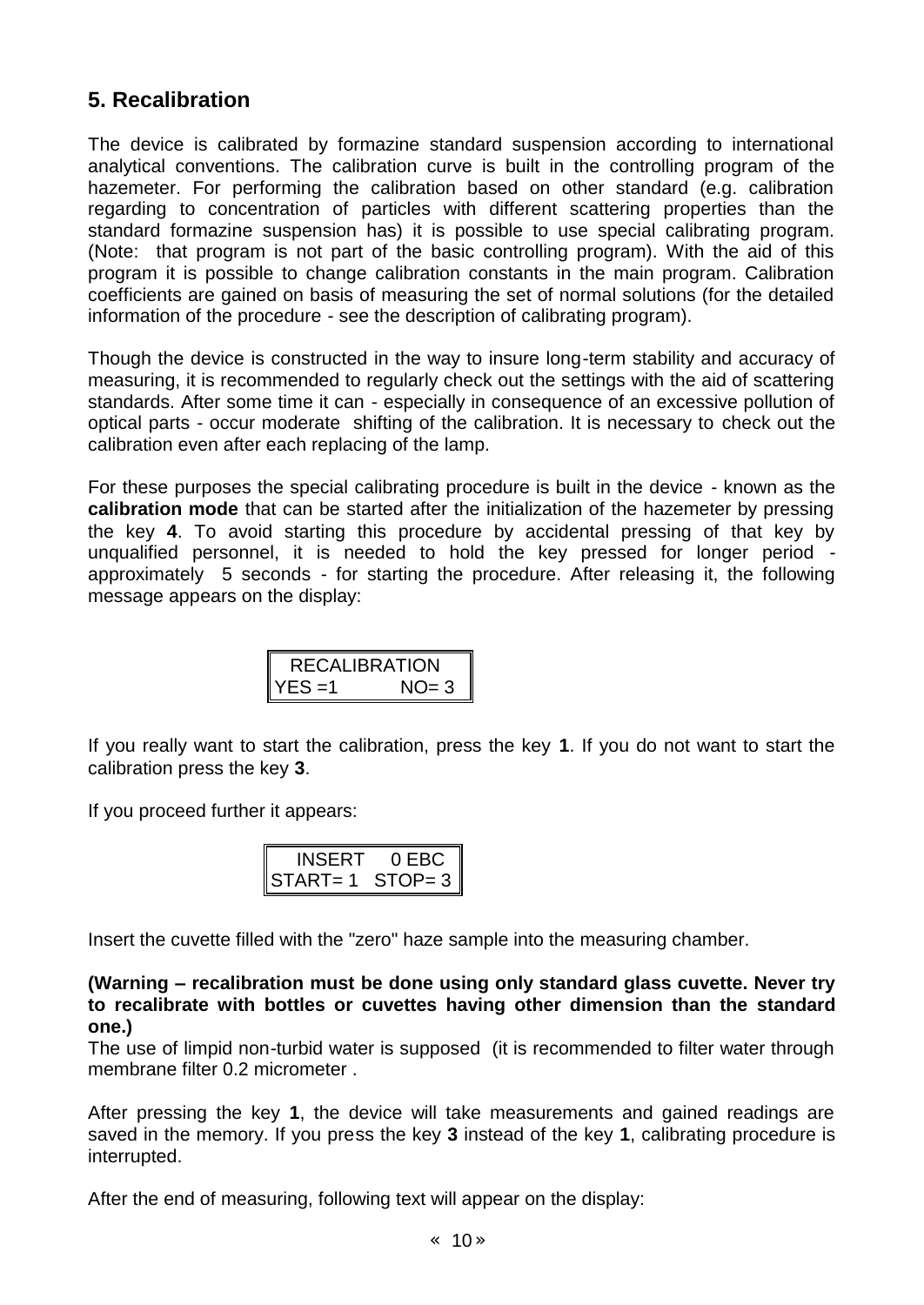## 5. Recalibration

The device is calibrated by formazine standard suspension according to international analytical conventions. The calibration curve is built in the controlling program of the hazemeter. For performing the calibration based on other standard (e.g. calibration regarding to concentration of particles with different scattering properties than the standard formazine suspension has) it is possible to use special calibrating program. (Note: that program is not part of the basic controlling program). With the aid of this program it is possible to change calibration constants in the main program. Calibration coefficients are gained on basis of measuring the set of normal solutions (for the detailed information of the procedure - see the description of calibrating program).

Though the device is constructed in the way to insure long-term stability and accuracy of measuring, it is recommended to regularly check out the settings with the aid of scattering standards. After some time it can - especially in consequence of an excessive pollution of optical parts - occur moderate shifting of the calibration. It is necessary to check out the calibration even after each replacing of the lamp.

For these purposes the special calibrating procedure is built in the device - known as the **calibration mode** that can be started after the initialization of the hazemeter by pressing the key **4**. To avoid starting this procedure by accidental pressing of that key by unqualified personnel, it is needed to hold the key pressed for longer period - approximately 5 seconds - for starting the procedure. After releasing it, the following message appears on the display:

```
  RECALIBRATION
YES =1       NO= 3
```

If you really want to start the calibration, press the key **1**. If you do not want to start the calibration press the key **3**.

If you proceed further it appears:

```
   INSERT   0 EBC
START= 1  STOP= 3
```

Insert the cuvette filled with the "zero" haze sample into the measuring chamber.

**(Warning – recalibration must be done using only standard glass cuvette. Never try to recalibrate with bottles or cuvettes having other dimension than the standard one.)**

The use of limpid non-turbid water is supposed (it is recommended to filter water through membrane filter 0.2 micrometer .

After pressing the key **1**, the device will take measurements and gained readings are saved in the memory. If you press the key **3** instead of the key **1**, calibrating procedure is interrupted.

After the end of measuring, following text will appear on the display: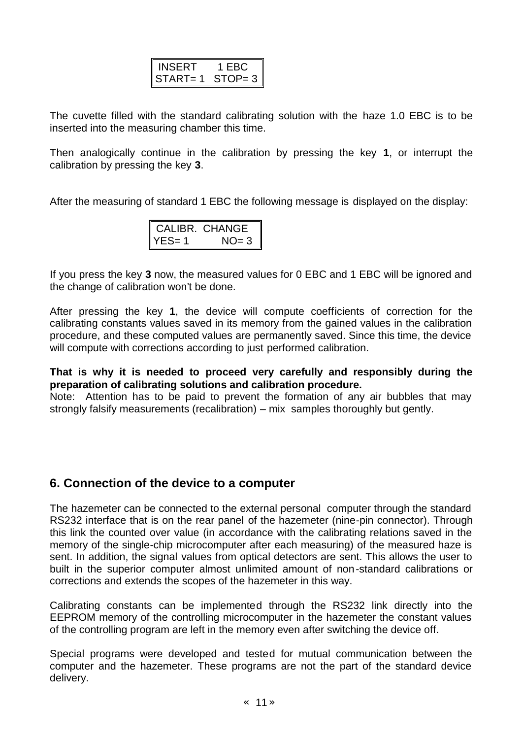```
INSERT      1 EBC
START= 1   STOP= 3
```

The cuvette filled with the standard calibrating solution with the haze 1.0 EBC is to be inserted into the measuring chamber this time.

Then analogically continue in the calibration by pressing the key **1**, or interrupt the calibration by pressing the key **3**.

After the measuring of standard 1 EBC the following message is displayed on the display:

```
CALIBR.  CHANGE
YES= 1        NO= 3
```

If you press the key **3** now, the measured values for 0 EBC and 1 EBC will be ignored and the change of calibration won't be done.

After pressing the key **1**, the device will compute coefficients of correction for the calibrating constants values saved in its memory from the gained values in the calibration procedure, and these computed values are permanently saved. Since this time, the device will compute with corrections according to just performed calibration.

**That is why it is needed to proceed very carefully and responsibly during the preparation of calibrating solutions and calibration procedure.**
Note: Attention has to be paid to prevent the formation of any air bubbles that may strongly falsify measurements (recalibration) – mix samples thoroughly but gently.

## 6. Connection of the device to a computer

The hazemeter can be connected to the external personal computer through the standard RS232 interface that is on the rear panel of the hazemeter (nine-pin connector). Through this link the counted over value (in accordance with the calibrating relations saved in the memory of the single-chip microcomputer after each measuring) of the measured haze is sent. In addition, the signal values from optical detectors are sent. This allows the user to built in the superior computer almost unlimited amount of non-standard calibrations or corrections and extends the scopes of the hazemeter in this way.

Calibrating constants can be implemented through the RS232 link directly into the EEPROM memory of the controlling microcomputer in the hazemeter the constant values of the controlling program are left in the memory even after switching the device off.

Special programs were developed and tested for mutual communication between the computer and the hazemeter. These programs are not the part of the standard device delivery.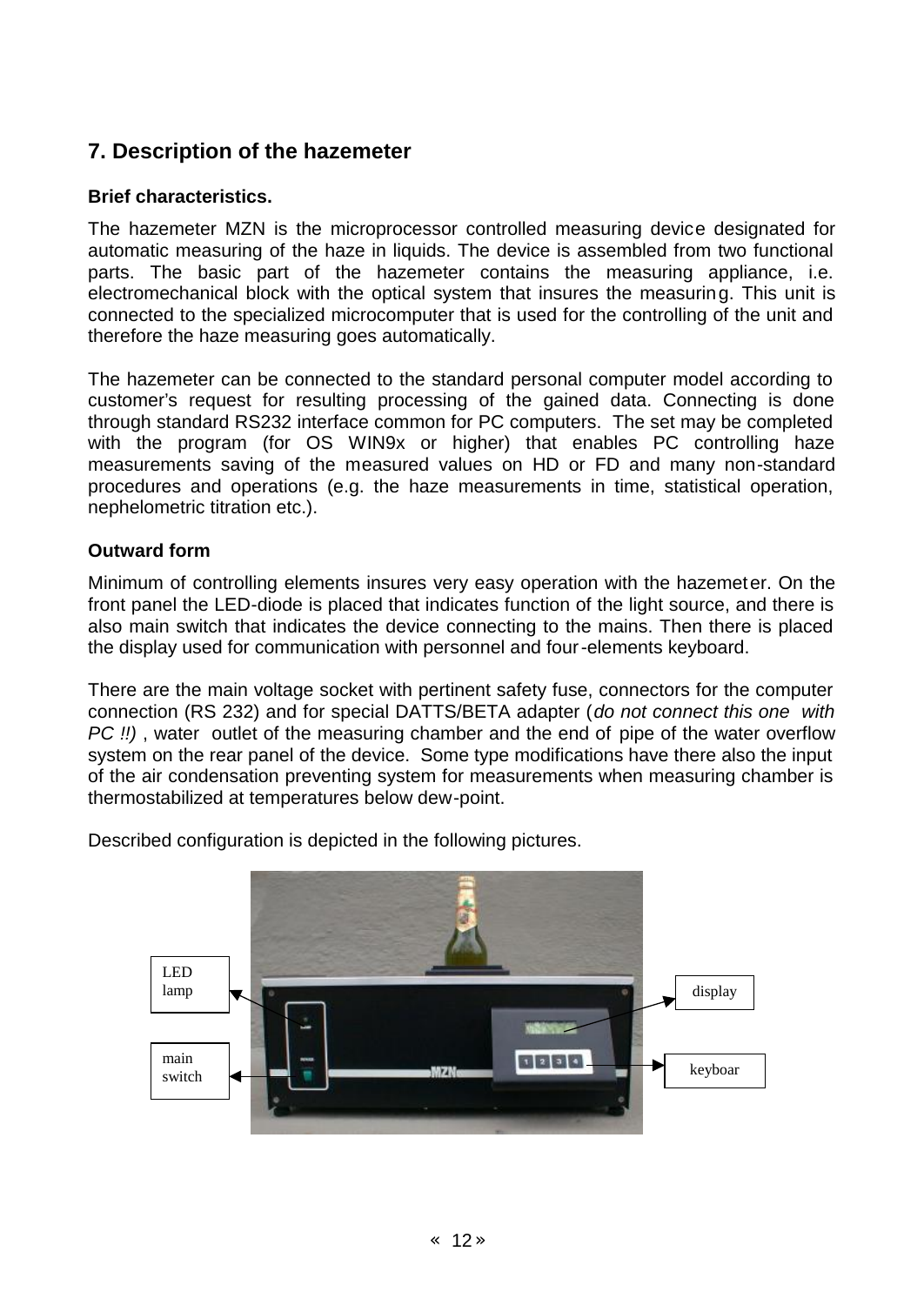## 7. Description of the hazemeter

### Brief characteristics.

The hazemeter MZN is the microprocessor controlled measuring device designated for automatic measuring of the haze in liquids. The device is assembled from two functional parts. The basic part of the hazemeter contains the measuring appliance, i.e. electromechanical block with the optical system that insures the measuring. This unit is connected to the specialized microcomputer that is used for the controlling of the unit and therefore the haze measuring goes automatically.

The hazemeter can be connected to the standard personal computer model according to customer's request for resulting processing of the gained data. Connecting is done through standard RS232 interface common for PC computers. The set may be completed with the program (for OS WIN9x or higher) that enables PC controlling haze measurements saving of the measured values on HD or FD and many non-standard procedures and operations (e.g. the haze measurements in time, statistical operation, nephelometric titration etc.).

### Outward form

Minimum of controlling elements insures very easy operation with the hazemeter. On the front panel the LED-diode is placed that indicates function of the light source, and there is also main switch that indicates the device connecting to the mains. Then there is placed the display used for communication with personnel and four-elements keyboard.

There are the main voltage socket with pertinent safety fuse, connectors for the computer connection (RS 232) and for special DATTS/BETA adapter (*do not connect this one with PC !!)* , water outlet of the measuring chamber and the end of pipe of the water overflow system on the rear panel of the device. Some type modifications have there also the input of the air condensation preventing system for measurements when measuring chamber is thermostabilized at temperatures below dew-point.

Described configuration is depicted in the following pictures.

LED lamp

main switch

display

keyboar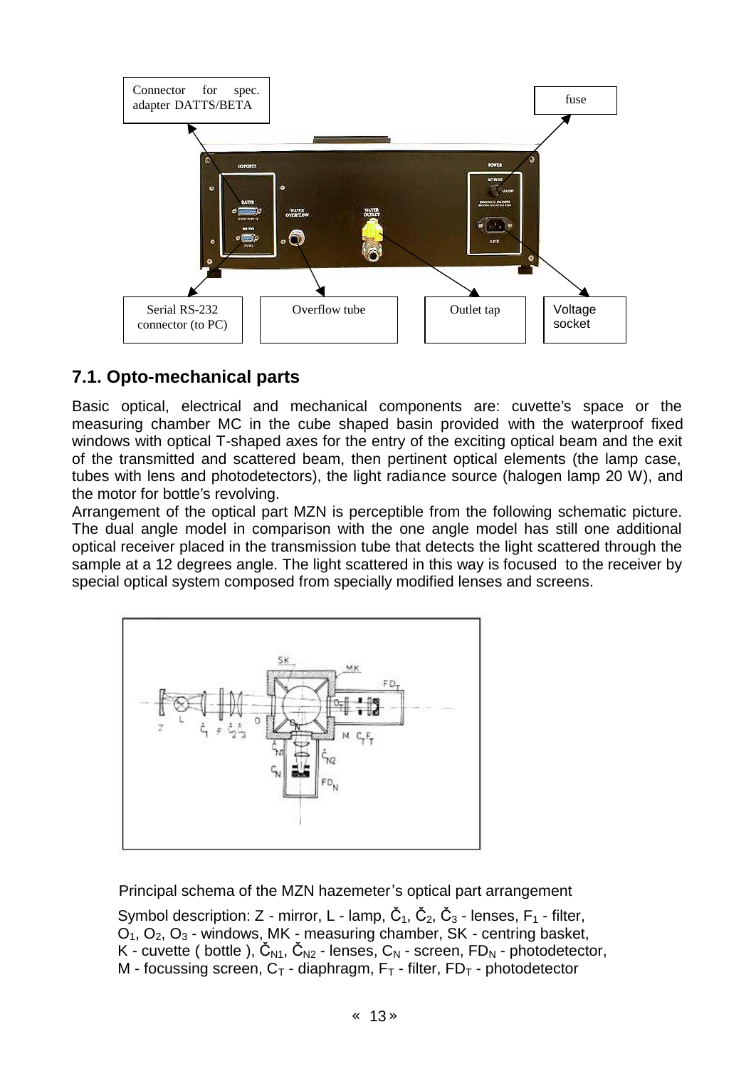Connector for spec. adapter DATTS/BETA

fuse

Serial RS-232 connector (to PC)

Overflow tube

Outlet tap

Voltage socket

## 7.1. Opto-mechanical parts

Basic optical, electrical and mechanical components are: cuvette's space or the measuring chamber MC in the cube shaped basin provided with the waterproof fixed windows with optical T-shaped axes for the entry of the exciting optical beam and the exit of the transmitted and scattered beam, then pertinent optical elements (the lamp case, tubes with lens and photodetectors), the light radiance source (halogen lamp 20 W), and the motor for bottle's revolving.

Arrangement of the optical part MZN is perceptible from the following schematic picture. The dual angle model in comparison with the one angle model has still one additional optical receiver placed in the transmission tube that detects the light scattered through the sample at a 12 degrees angle. The light scattered in this way is focused to the receiver by special optical system composed from specially modified lenses and screens.

Principal schema of the MZN hazemeter's optical part arrangement

Symbol description: Z - mirror, L - lamp, $Č_1$, $Č_2$, $Č_3$ - lenses, $F_1$ - filter, $O_1$, $O_2$, $O_3$ - windows, MK - measuring chamber, SK - centring basket, K - cuvette ( bottle ), $Č_{N1}$, $Č_{N2}$ - lenses, $C_N$ - screen, $FD_N$ - photodetector, M - focussing screen, $C_T$ - diaphragm, $F_T$ - filter, $FD_T$ - photodetector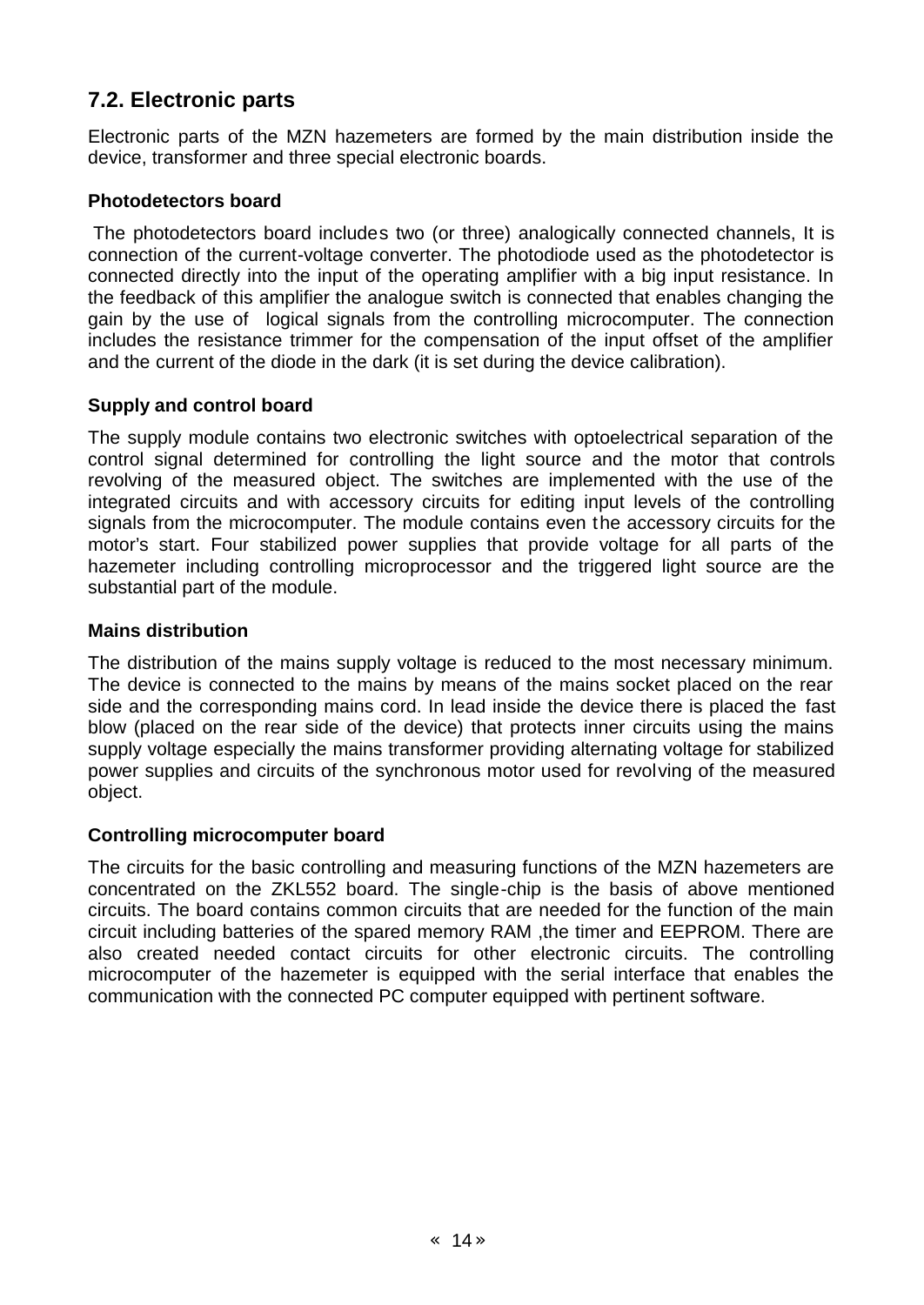## 7.2. Electronic parts

Electronic parts of the MZN hazemeters are formed by the main distribution inside the device, transformer and three special electronic boards.

### Photodetectors board

The photodetectors board includes two (or three) analogically connected channels, It is connection of the current-voltage converter. The photodiode used as the photodetector is connected directly into the input of the operating amplifier with a big input resistance. In the feedback of this amplifier the analogue switch is connected that enables changing the gain by the use of logical signals from the controlling microcomputer. The connection includes the resistance trimmer for the compensation of the input offset of the amplifier and the current of the diode in the dark (it is set during the device calibration).

### Supply and control board

The supply module contains two electronic switches with optoelectrical separation of the control signal determined for controlling the light source and the motor that controls revolving of the measured object. The switches are implemented with the use of the integrated circuits and with accessory circuits for editing input levels of the controlling signals from the microcomputer. The module contains even the accessory circuits for the motor's start. Four stabilized power supplies that provide voltage for all parts of the hazemeter including controlling microprocessor and the triggered light source are the substantial part of the module.

### Mains distribution

The distribution of the mains supply voltage is reduced to the most necessary minimum. The device is connected to the mains by means of the mains socket placed on the rear side and the corresponding mains cord. In lead inside the device there is placed the fast blow (placed on the rear side of the device) that protects inner circuits using the mains supply voltage especially the mains transformer providing alternating voltage for stabilized power supplies and circuits of the synchronous motor used for revolving of the measured object.

### Controlling microcomputer board

The circuits for the basic controlling and measuring functions of the MZN hazemeters are concentrated on the ZKL552 board. The single-chip is the basis of above mentioned circuits. The board contains common circuits that are needed for the function of the main circuit including batteries of the spared memory RAM ,the timer and EEPROM. There are also created needed contact circuits for other electronic circuits. The controlling microcomputer of the hazemeter is equipped with the serial interface that enables the communication with the connected PC computer equipped with pertinent software.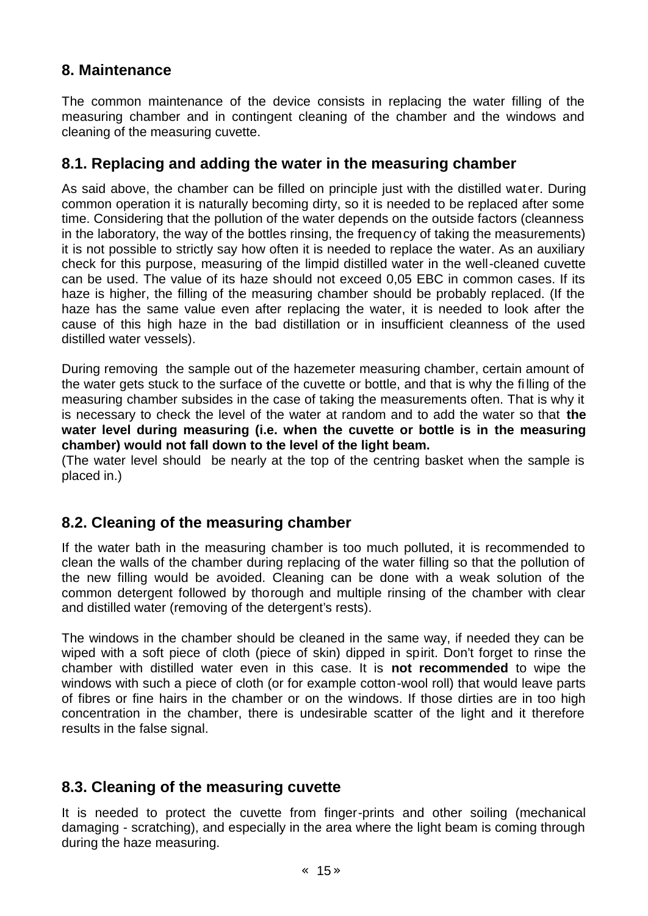## 8. Maintenance

The common maintenance of the device consists in replacing the water filling of the measuring chamber and in contingent cleaning of the chamber and the windows and cleaning of the measuring cuvette.

### 8.1. Replacing and adding the water in the measuring chamber

As said above, the chamber can be filled on principle just with the distilled water. During common operation it is naturally becoming dirty, so it is needed to be replaced after some time. Considering that the pollution of the water depends on the outside factors (cleanness in the laboratory, the way of the bottles rinsing, the frequency of taking the measurements) it is not possible to strictly say how often it is needed to replace the water. As an auxiliary check for this purpose, measuring of the limpid distilled water in the well-cleaned cuvette can be used. The value of its haze should not exceed 0,05 EBC in common cases. If its haze is higher, the filling of the measuring chamber should be probably replaced. (If the haze has the same value even after replacing the water, it is needed to look after the cause of this high haze in the bad distillation or in insufficient cleanness of the used distilled water vessels).

During removing the sample out of the hazemeter measuring chamber, certain amount of the water gets stuck to the surface of the cuvette or bottle, and that is why the filling of the measuring chamber subsides in the case of taking the measurements often. That is why it is necessary to check the level of the water at random and to add the water so that **the water level during measuring (i.e. when the cuvette or bottle is in the measuring chamber) would not fall down to the level of the light beam.**
(The water level should be nearly at the top of the centring basket when the sample is placed in.)

### 8.2. Cleaning of the measuring chamber

If the water bath in the measuring chamber is too much polluted, it is recommended to clean the walls of the chamber during replacing of the water filling so that the pollution of the new filling would be avoided. Cleaning can be done with a weak solution of the common detergent followed by thorough and multiple rinsing of the chamber with clear and distilled water (removing of the detergent's rests).

The windows in the chamber should be cleaned in the same way, if needed they can be wiped with a soft piece of cloth (piece of skin) dipped in spirit. Don't forget to rinse the chamber with distilled water even in this case. It is **not recommended** to wipe the windows with such a piece of cloth (or for example cotton-wool roll) that would leave parts of fibres or fine hairs in the chamber or on the windows. If those dirties are in too high concentration in the chamber, there is undesirable scatter of the light and it therefore results in the false signal.

### 8.3. Cleaning of the measuring cuvette

It is needed to protect the cuvette from finger-prints and other soiling (mechanical damaging - scratching), and especially in the area where the light beam is coming through during the haze measuring.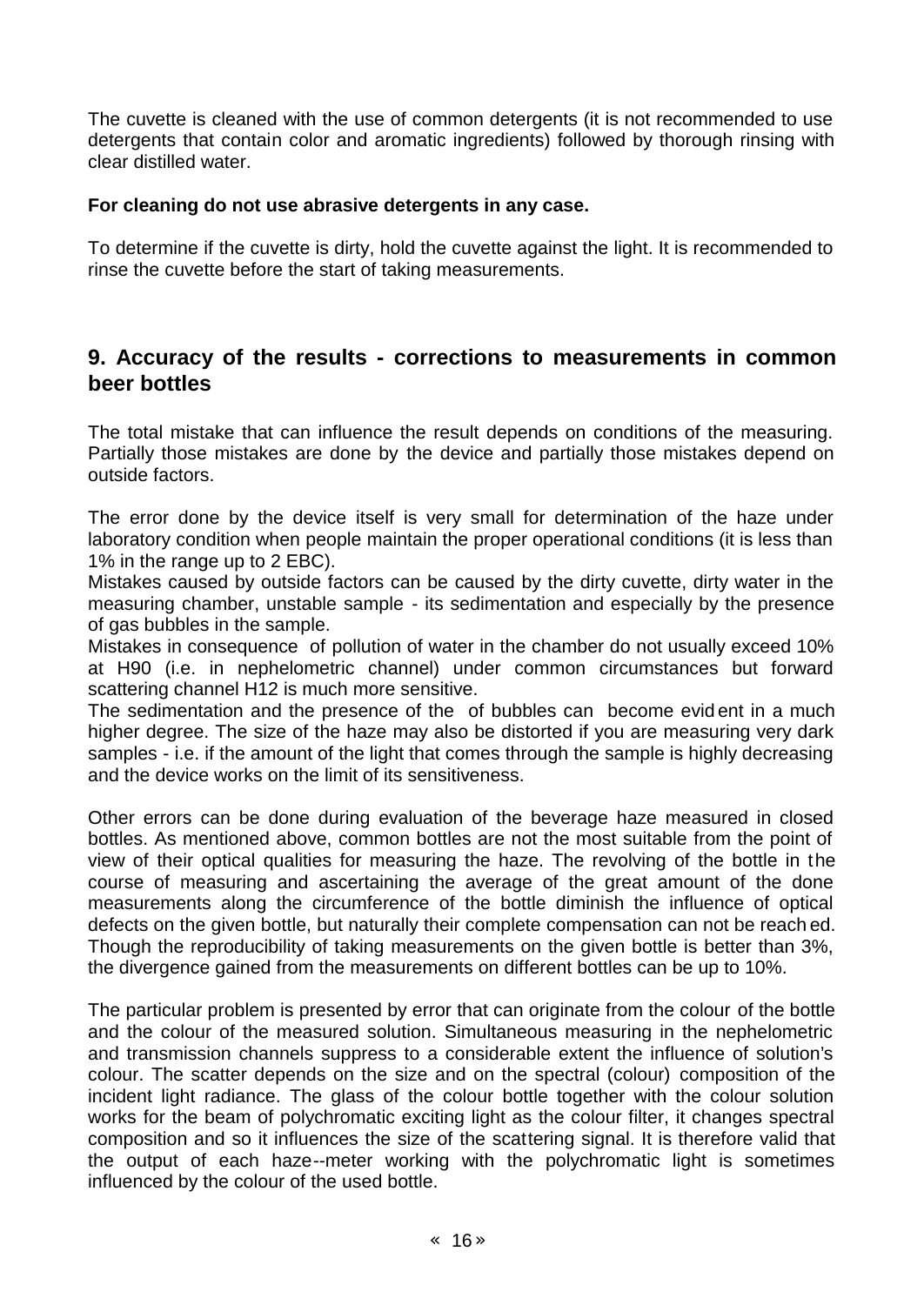The cuvette is cleaned with the use of common detergents (it is not recommended to use detergents that contain color and aromatic ingredients) followed by thorough rinsing with clear distilled water.

**For cleaning do not use abrasive detergents in any case.**

To determine if the cuvette is dirty, hold the cuvette against the light. It is recommended to rinse the cuvette before the start of taking measurements.

## 9. Accuracy of the results - corrections to measurements in common beer bottles

The total mistake that can influence the result depends on conditions of the measuring. Partially those mistakes are done by the device and partially those mistakes depend on outside factors.

The error done by the device itself is very small for determination of the haze under laboratory condition when people maintain the proper operational conditions (it is less than 1% in the range up to 2 EBC).

Mistakes caused by outside factors can be caused by the dirty cuvette, dirty water in the measuring chamber, unstable sample - its sedimentation and especially by the presence of gas bubbles in the sample.

Mistakes in consequence of pollution of water in the chamber do not usually exceed 10% at H90 (i.e. in nephelometric channel) under common circumstances but forward scattering channel H12 is much more sensitive.

The sedimentation and the presence of the of bubbles can become evident in a much higher degree. The size of the haze may also be distorted if you are measuring very dark samples - i.e. if the amount of the light that comes through the sample is highly decreasing and the device works on the limit of its sensitiveness.

Other errors can be done during evaluation of the beverage haze measured in closed bottles. As mentioned above, common bottles are not the most suitable from the point of view of their optical qualities for measuring the haze. The revolving of the bottle in the course of measuring and ascertaining the average of the great amount of the done measurements along the circumference of the bottle diminish the influence of optical defects on the given bottle, but naturally their complete compensation can not be reached. Though the reproducibility of taking measurements on the given bottle is better than 3%, the divergence gained from the measurements on different bottles can be up to 10%.

The particular problem is presented by error that can originate from the colour of the bottle and the colour of the measured solution. Simultaneous measuring in the nephelometric and transmission channels suppress to a considerable extent the influence of solution's colour. The scatter depends on the size and on the spectral (colour) composition of the incident light radiance. The glass of the colour bottle together with the colour solution works for the beam of polychromatic exciting light as the colour filter, it changes spectral composition and so it influences the size of the scattering signal. It is therefore valid that the output of each haze--meter working with the polychromatic light is sometimes influenced by the colour of the used bottle.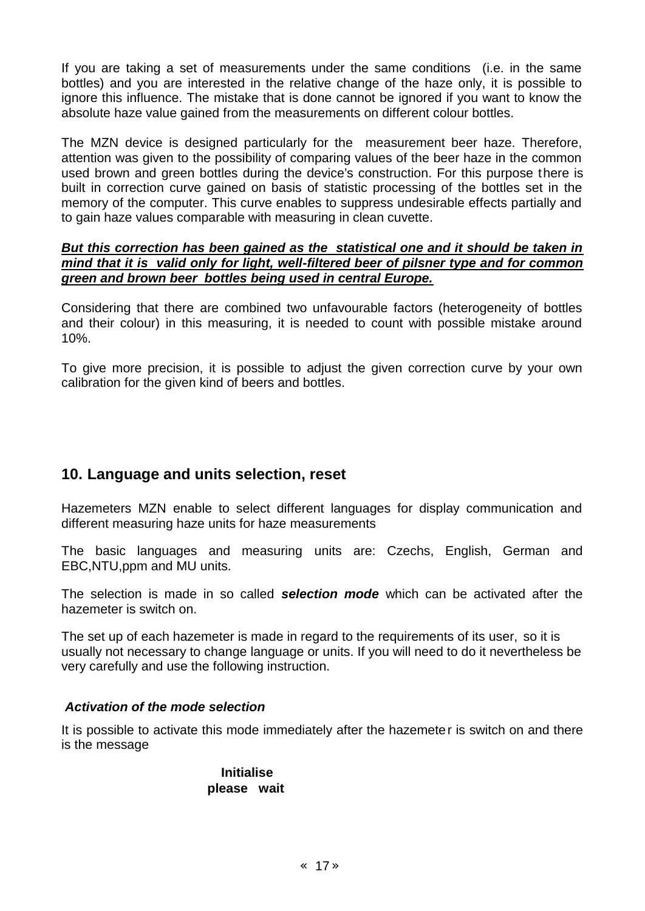If you are taking a set of measurements under the same conditions (i.e. in the same bottles) and you are interested in the relative change of the haze only, it is possible to ignore this influence. The mistake that is done cannot be ignored if you want to know the absolute haze value gained from the measurements on different colour bottles.

The MZN device is designed particularly for the measurement beer haze. Therefore, attention was given to the possibility of comparing values of the beer haze in the common used brown and green bottles during the device's construction. For this purpose there is built in correction curve gained on basis of statistic processing of the bottles set in the memory of the computer. This curve enables to suppress undesirable effects partially and to gain haze values comparable with measuring in clean cuvette.

***<u>But this correction has been gained as the statistical one and it should be taken in mind that it is valid only for light, well-filtered beer of pilsner type and for common green and brown beer bottles being used in central Europe.</u>***

Considering that there are combined two unfavourable factors (heterogeneity of bottles and their colour) in this measuring, it is needed to count with possible mistake around 10%.

To give more precision, it is possible to adjust the given correction curve by your own calibration for the given kind of beers and bottles.

## 10. Language and units selection, reset

Hazemeters MZN enable to select different languages for display communication and different measuring haze units for haze measurements

The basic languages and measuring units are: Czechs, English, German and EBC,NTU,ppm and MU units.

The selection is made in so called ***selection mode*** which can be activated after the hazemeter is switch on.

The set up of each hazemeter is made in regard to the requirements of its user, so it is usually not necessary to change language or units. If you will need to do it nevertheless be very carefully and use the following instruction.

***Activation of the mode selection***

It is possible to activate this mode immediately after the hazemeter is switch on and there is the message

**Initialise**
**please wait**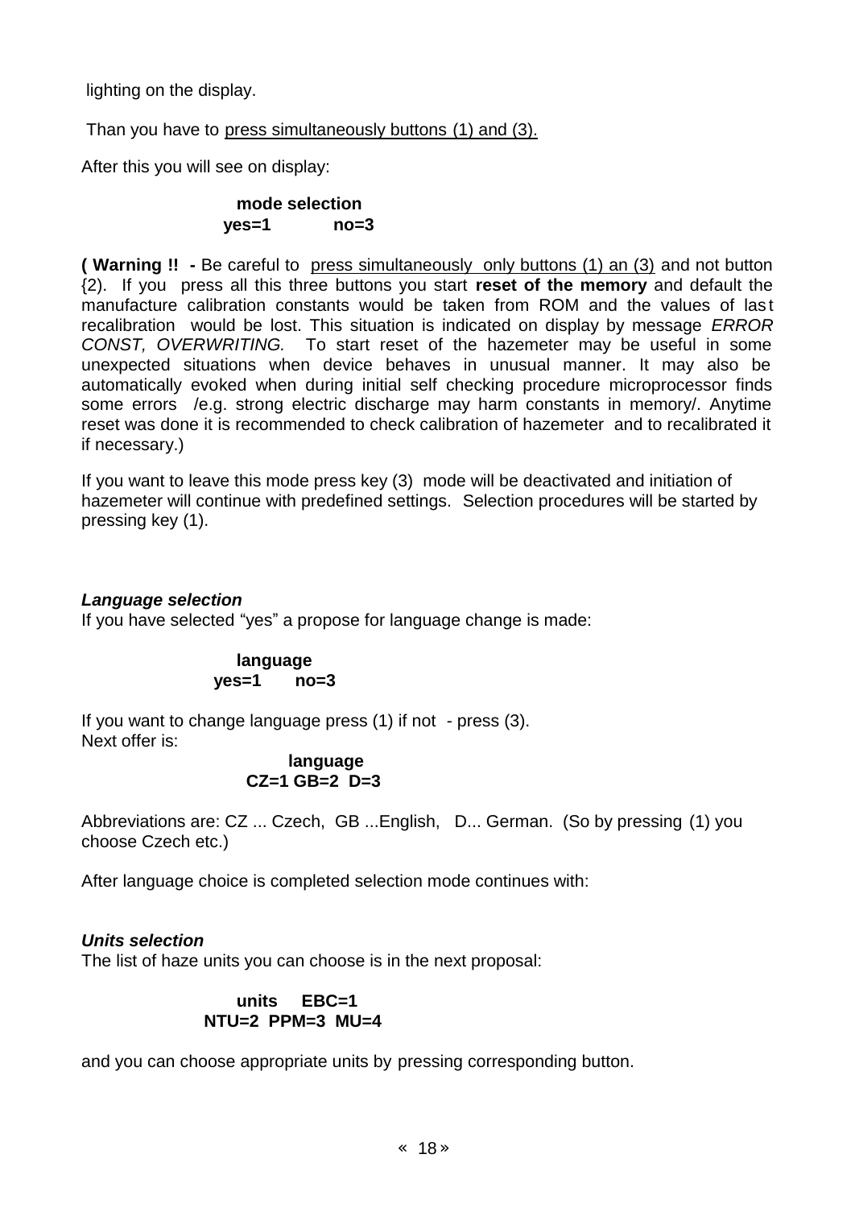lighting on the display.

Than you have to <u>press simultaneously buttons (1) and (3).</u>

After this you will see on display:

**mode selection**
**yes=1 no=3**

**( Warning !! -** Be careful to <u>press simultaneously only buttons (1) an (3)</u> and not button {2). If you press all this three buttons you start **reset of the memory** and default the manufacture calibration constants would be taken from ROM and the values of last recalibration would be lost. This situation is indicated on display by message *ERROR CONST, OVERWRITING.* To start reset of the hazemeter may be useful in some unexpected situations when device behaves in unusual manner. It may also be automatically evoked when during initial self checking procedure microprocessor finds some errors /e.g. strong electric discharge may harm constants in memory/. Anytime reset was done it is recommended to check calibration of hazemeter and to recalibrated it if necessary.)

If you want to leave this mode press key (3) mode will be deactivated and initiation of hazemeter will continue with predefined settings. Selection procedures will be started by pressing key (1).

***Language selection***

If you have selected "yes" a propose for language change is made:

**language**
**yes=1 no=3**

If you want to change language press (1) if not - press (3).
Next offer is:

**language**
**CZ=1 GB=2 D=3**

Abbreviations are: CZ ... Czech, GB ...English, D... German. (So by pressing (1) you choose Czech etc.)

After language choice is completed selection mode continues with:

***Units selection***

The list of haze units you can choose is in the next proposal:

**units EBC=1**
**NTU=2 PPM=3 MU=4**

and you can choose appropriate units by pressing corresponding button.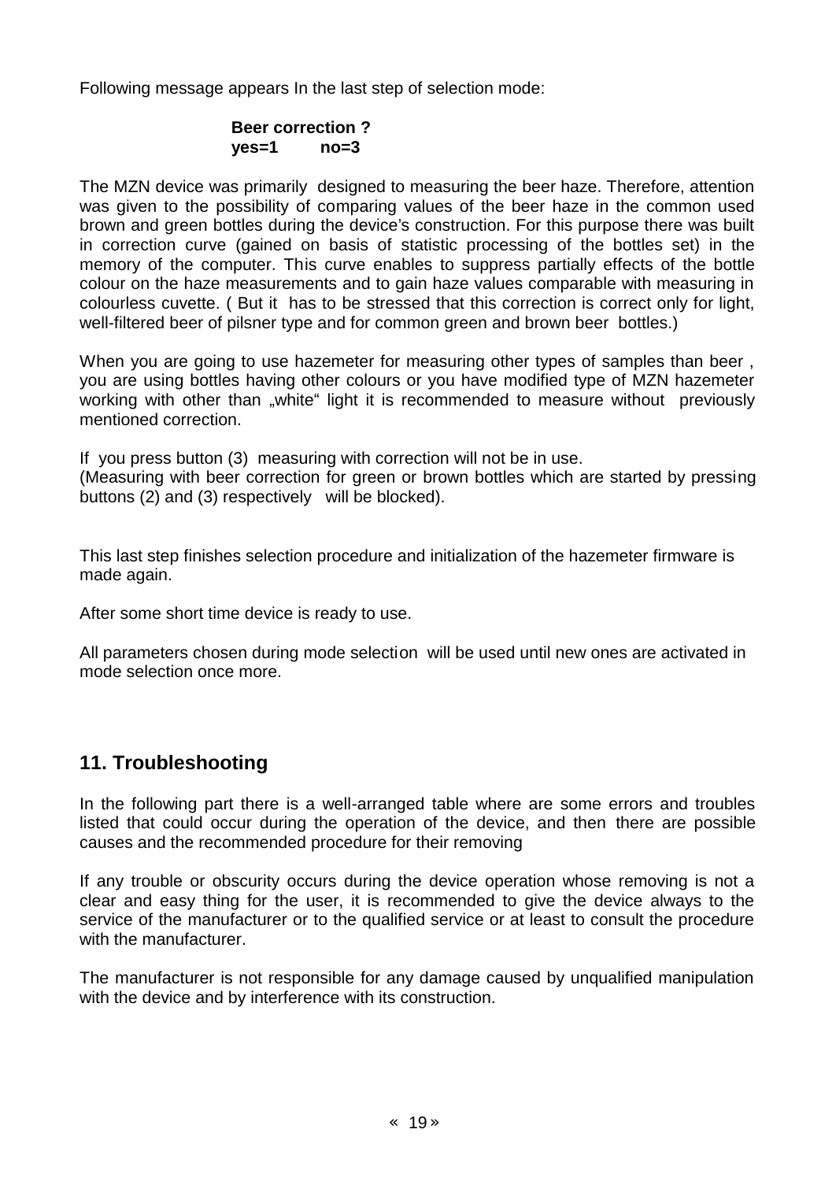Following message appears In the last step of selection mode:

**Beer correction ?**
**yes=1 no=3**

The MZN device was primarily designed to measuring the beer haze. Therefore, attention was given to the possibility of comparing values of the beer haze in the common used brown and green bottles during the device's construction. For this purpose there was built in correction curve (gained on basis of statistic processing of the bottles set) in the memory of the computer. This curve enables to suppress partially effects of the bottle colour on the haze measurements and to gain haze values comparable with measuring in colourless cuvette. ( But it has to be stressed that this correction is correct only for light, well-filtered beer of pilsner type and for common green and brown beer bottles.)

When you are going to use hazemeter for measuring other types of samples than beer , you are using bottles having other colours or you have modified type of MZN hazemeter working with other than „white“ light it is recommended to measure without previously mentioned correction.

If you press button (3) measuring with correction will not be in use.
(Measuring with beer correction for green or brown bottles which are started by pressing buttons (2) and (3) respectively will be blocked).

This last step finishes selection procedure and initialization of the hazemeter firmware is made again.

After some short time device is ready to use.

All parameters chosen during mode selection will be used until new ones are activated in mode selection once more.

## 11. Troubleshooting

In the following part there is a well-arranged table where are some errors and troubles listed that could occur during the operation of the device, and then there are possible causes and the recommended procedure for their removing

If any trouble or obscurity occurs during the device operation whose removing is not a clear and easy thing for the user, it is recommended to give the device always to the service of the manufacturer or to the qualified service or at least to consult the procedure with the manufacturer.

The manufacturer is not responsible for any damage caused by unqualified manipulation with the device and by interference with its construction.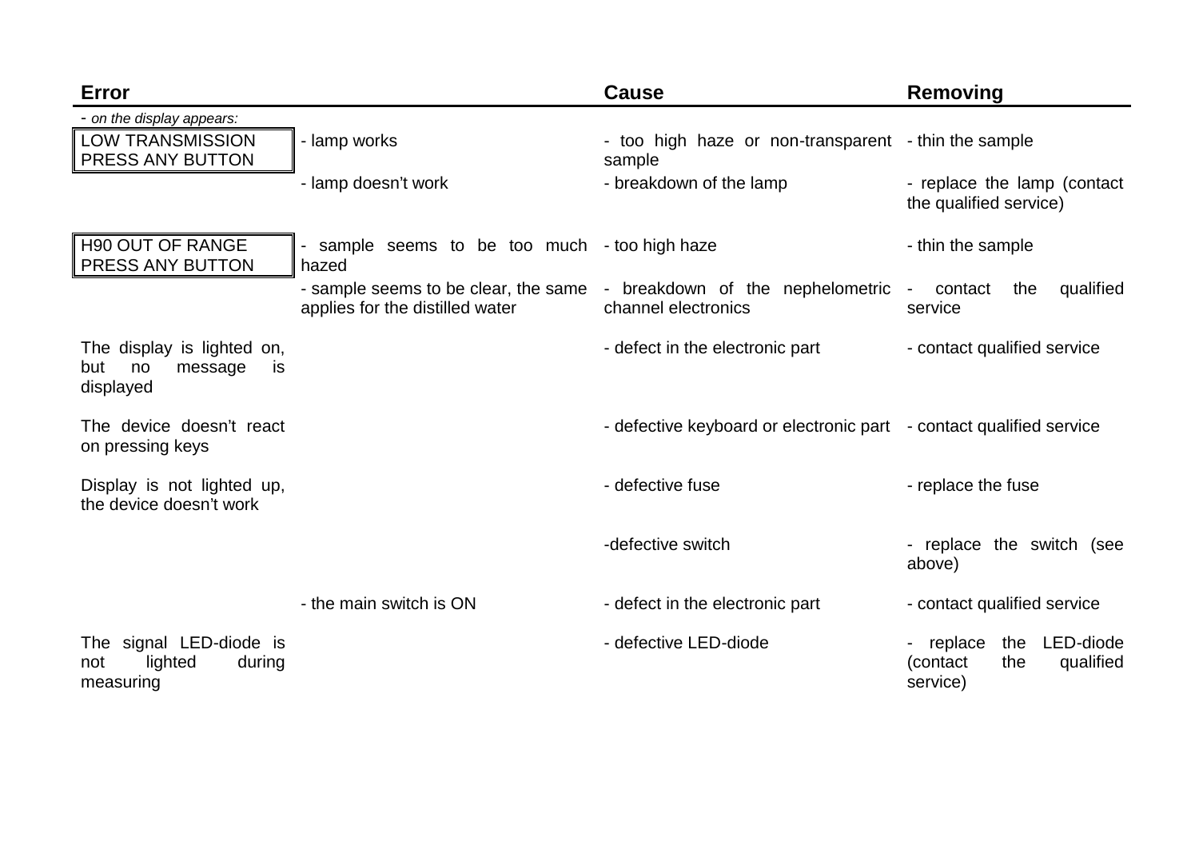| Error | | Cause | Removing |
| --- | --- | --- | --- |
| *- on the display appears:* | | | |
| LOW TRANSMISSION PRESS ANY BUTTON | - lamp works | - too high haze or non-transparent sample | - thin the sample |
| | - lamp doesn't work | - breakdown of the lamp | - replace the lamp (contact the qualified service) |
| H90 OUT OF RANGE PRESS ANY BUTTON | - sample seems to be too much hazed | - too high haze | - thin the sample |
| | - sample seems to be clear, the same applies for the distilled water | - breakdown of the nephelometric channel electronics | - contact the qualified service |
| The display is lighted on, but no message is displayed | | - defect in the electronic part | - contact qualified service |
| The device doesn't react on pressing keys | | - defective keyboard or electronic part | - contact qualified service |
| Display is not lighted up, the device doesn't work | | - defective fuse | - replace the fuse |
| | | -defective switch | - replace the switch (see above) |
| | - the main switch is ON | - defect in the electronic part | - contact qualified service |
| The signal LED-diode is not lighted during measuring | | - defective LED-diode | - replace the LED-diode (contact the qualified service) |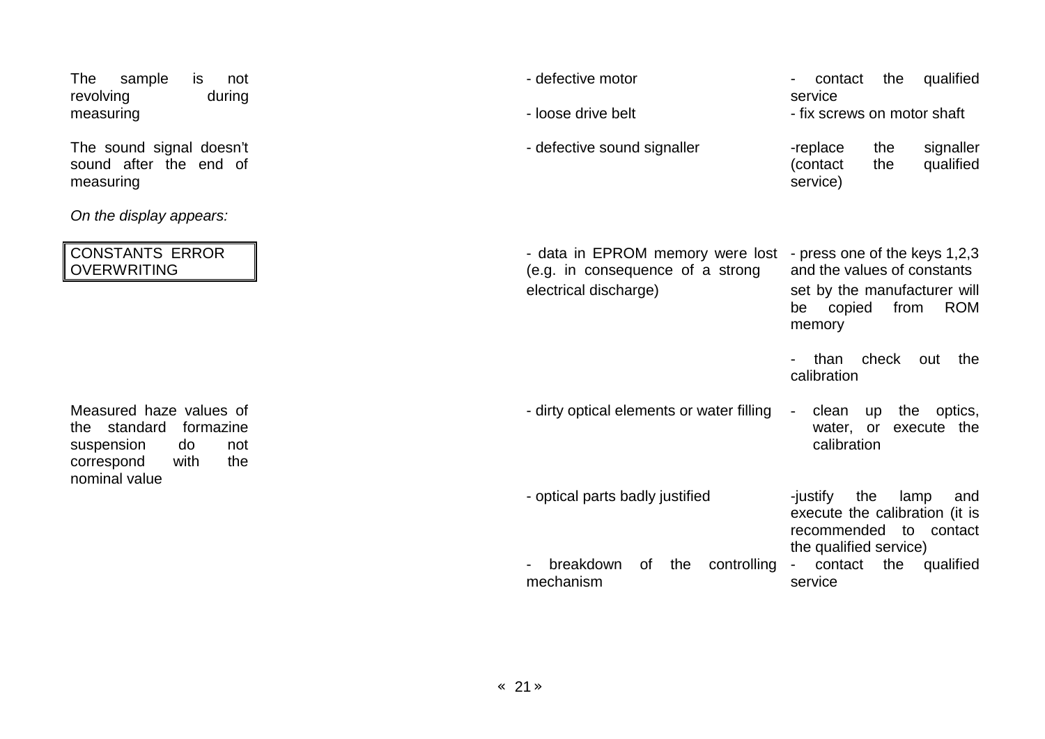| | | |
|---|---|---|
| The sample is not revolving during measuring | - defective motor | - contact the qualified service |
| | - loose drive belt | - fix screws on motor shaft |
| The sound signal doesn't sound after the end of measuring | - defective sound signaller | -replace the signaller (contact the qualified service) |
| *On the display appears:* | | |
| CONSTANTS ERROR OVERWRITING | - data in EPROM memory were lost (e.g. in consequence of a strong electrical discharge) | - press one of the keys 1,2,3 and the values of constants set by the manufacturer will be copied from ROM memory<br><br>- than check out the calibration |
| Measured haze values of the standard formazine suspension do not correspond with the nominal value | - dirty optical elements or water filling | - clean up the optics, water, or execute the calibration |
| | - optical parts badly justified | -justify the lamp and execute the calibration (it is recommended to contact the qualified service) |
| | - breakdown of the controlling mechanism | - contact the qualified service |